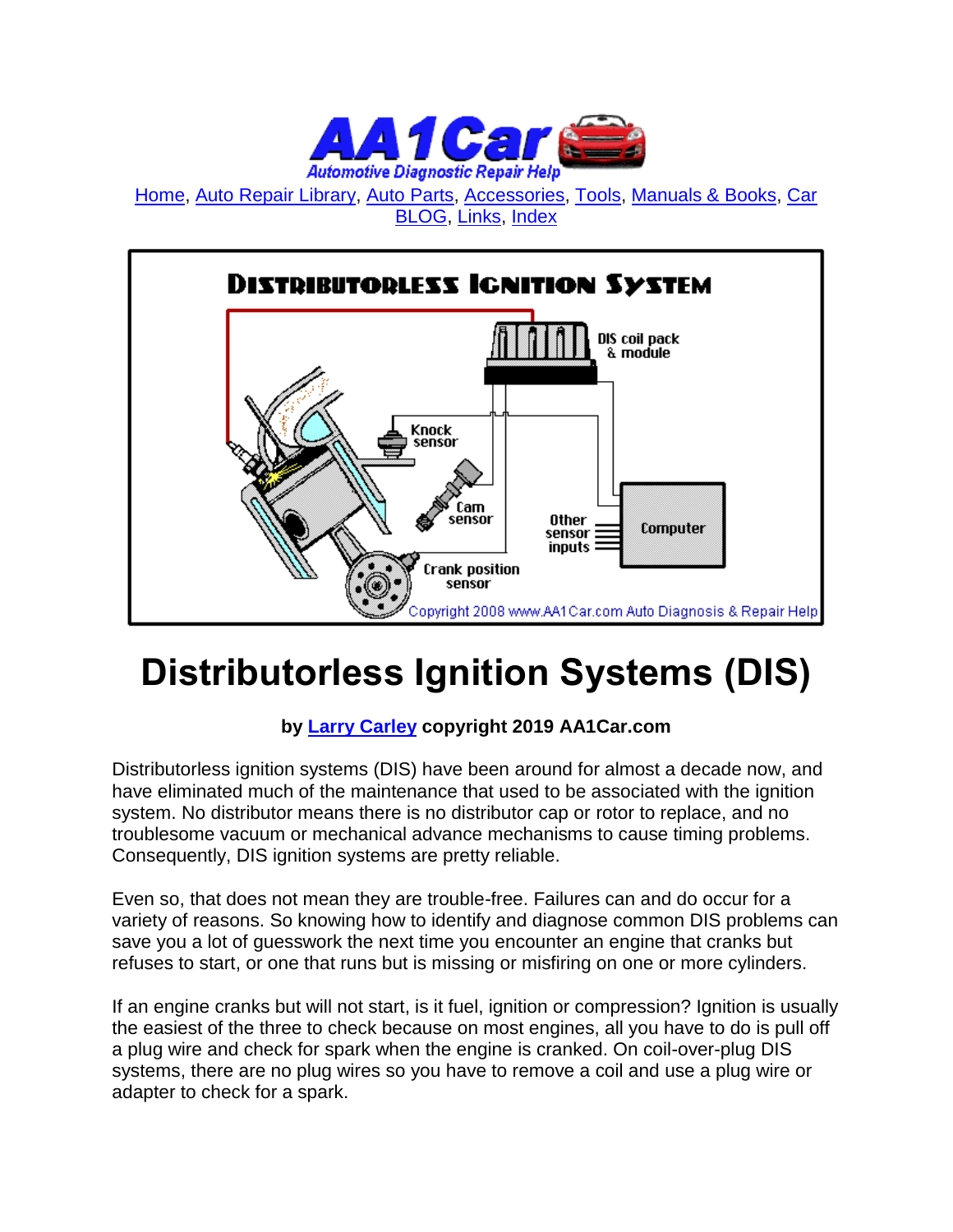Home, Auto Repair Library, Auto Parts, Accessories, Tools, Manuals & Books, Car BLOG, Links, Index

# Distributorless Ignition Systems (DIS)

**by Larry Carley copyright 2019 AA1Car.com**

Distributorless ignition systems (DIS) have been around for almost a decade now, and have eliminated much of the maintenance that used to be associated with the ignition system. No distributor means there is no distributor cap or rotor to replace, and no troublesome vacuum or mechanical advance mechanisms to cause timing problems. Consequently, DIS ignition systems are pretty reliable.

Even so, that does not mean they are trouble-free. Failures can and do occur for a variety of reasons. So knowing how to identify and diagnose common DIS problems can save you a lot of guesswork the next time you encounter an engine that cranks but refuses to start, or one that runs but is missing or misfiring on one or more cylinders.

If an engine cranks but will not start, is it fuel, ignition or compression? Ignition is usually the easiest of the three to check because on most engines, all you have to do is pull off a plug wire and check for spark when the engine is cranked. On coil-over-plug DIS systems, there are no plug wires so you have to remove a coil and use a plug wire or adapter to check for a spark.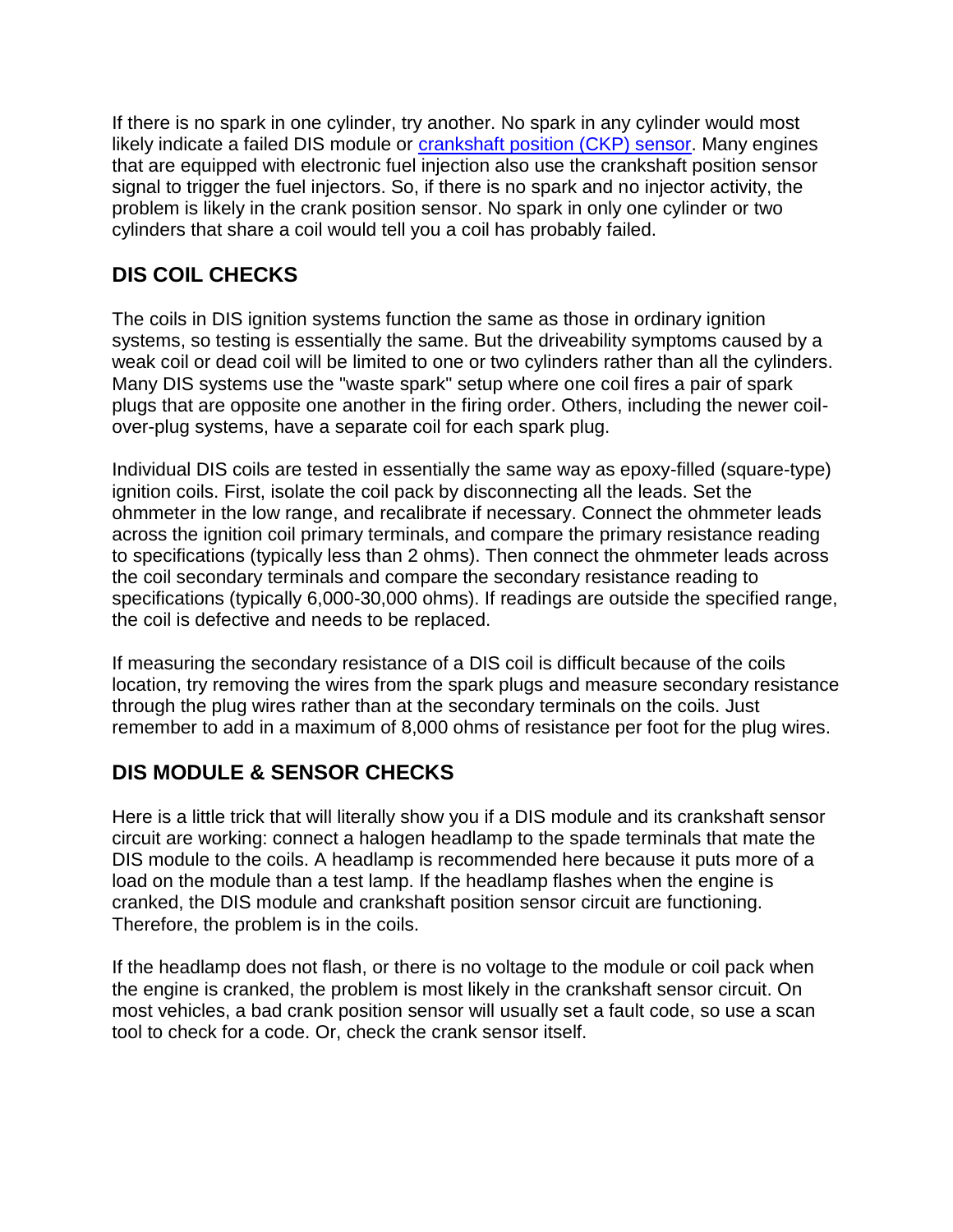If there is no spark in one cylinder, try another. No spark in any cylinder would most likely indicate a failed DIS module or [crankshaft position (CKP) sensor](). Many engines that are equipped with electronic fuel injection also use the crankshaft position sensor signal to trigger the fuel injectors. So, if there is no spark and no injector activity, the problem is likely in the crank position sensor. No spark in only one cylinder or two cylinders that share a coil would tell you a coil has probably failed.

## DIS COIL CHECKS

The coils in DIS ignition systems function the same as those in ordinary ignition systems, so testing is essentially the same. But the driveability symptoms caused by a weak coil or dead coil will be limited to one or two cylinders rather than all the cylinders. Many DIS systems use the "waste spark" setup where one coil fires a pair of spark plugs that are opposite one another in the firing order. Others, including the newer coil-over-plug systems, have a separate coil for each spark plug.

Individual DIS coils are tested in essentially the same way as epoxy-filled (square-type) ignition coils. First, isolate the coil pack by disconnecting all the leads. Set the ohmmeter in the low range, and recalibrate if necessary. Connect the ohmmeter leads across the ignition coil primary terminals, and compare the primary resistance reading to specifications (typically less than 2 ohms). Then connect the ohmmeter leads across the coil secondary terminals and compare the secondary resistance reading to specifications (typically 6,000-30,000 ohms). If readings are outside the specified range, the coil is defective and needs to be replaced.

If measuring the secondary resistance of a DIS coil is difficult because of the coils location, try removing the wires from the spark plugs and measure secondary resistance through the plug wires rather than at the secondary terminals on the coils. Just remember to add in a maximum of 8,000 ohms of resistance per foot for the plug wires.

## DIS MODULE & SENSOR CHECKS

Here is a little trick that will literally show you if a DIS module and its crankshaft sensor circuit are working: connect a halogen headlamp to the spade terminals that mate the DIS module to the coils. A headlamp is recommended here because it puts more of a load on the module than a test lamp. If the headlamp flashes when the engine is cranked, the DIS module and crankshaft position sensor circuit are functioning. Therefore, the problem is in the coils.

If the headlamp does not flash, or there is no voltage to the module or coil pack when the engine is cranked, the problem is most likely in the crankshaft sensor circuit. On most vehicles, a bad crank position sensor will usually set a fault code, so use a scan tool to check for a code. Or, check the crank sensor itself.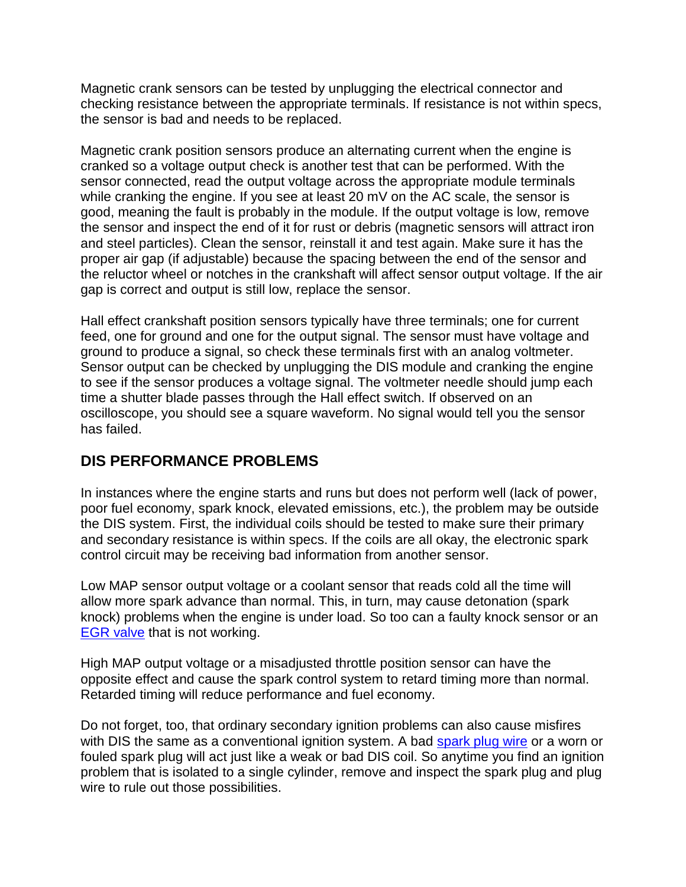Magnetic crank sensors can be tested by unplugging the electrical connector and checking resistance between the appropriate terminals. If resistance is not within specs, the sensor is bad and needs to be replaced.

Magnetic crank position sensors produce an alternating current when the engine is cranked so a voltage output check is another test that can be performed. With the sensor connected, read the output voltage across the appropriate module terminals while cranking the engine. If you see at least 20 mV on the AC scale, the sensor is good, meaning the fault is probably in the module. If the output voltage is low, remove the sensor and inspect the end of it for rust or debris (magnetic sensors will attract iron and steel particles). Clean the sensor, reinstall it and test again. Make sure it has the proper air gap (if adjustable) because the spacing between the end of the sensor and the reluctor wheel or notches in the crankshaft will affect sensor output voltage. If the air gap is correct and output is still low, replace the sensor.

Hall effect crankshaft position sensors typically have three terminals; one for current feed, one for ground and one for the output signal. The sensor must have voltage and ground to produce a signal, so check these terminals first with an analog voltmeter. Sensor output can be checked by unplugging the DIS module and cranking the engine to see if the sensor produces a voltage signal. The voltmeter needle should jump each time a shutter blade passes through the Hall effect switch. If observed on an oscilloscope, you should see a square waveform. No signal would tell you the sensor has failed.

## DIS PERFORMANCE PROBLEMS

In instances where the engine starts and runs but does not perform well (lack of power, poor fuel economy, spark knock, elevated emissions, etc.), the problem may be outside the DIS system. First, the individual coils should be tested to make sure their primary and secondary resistance is within specs. If the coils are all okay, the electronic spark control circuit may be receiving bad information from another sensor.

Low MAP sensor output voltage or a coolant sensor that reads cold all the time will allow more spark advance than normal. This, in turn, may cause detonation (spark knock) problems when the engine is under load. So too can a faulty knock sensor or an EGR valve that is not working.

High MAP output voltage or a misadjusted throttle position sensor can have the opposite effect and cause the spark control system to retard timing more than normal. Retarded timing will reduce performance and fuel economy.

Do not forget, too, that ordinary secondary ignition problems can also cause misfires with DIS the same as a conventional ignition system. A bad spark plug wire or a worn or fouled spark plug will act just like a weak or bad DIS coil. So anytime you find an ignition problem that is isolated to a single cylinder, remove and inspect the spark plug and plug wire to rule out those possibilities.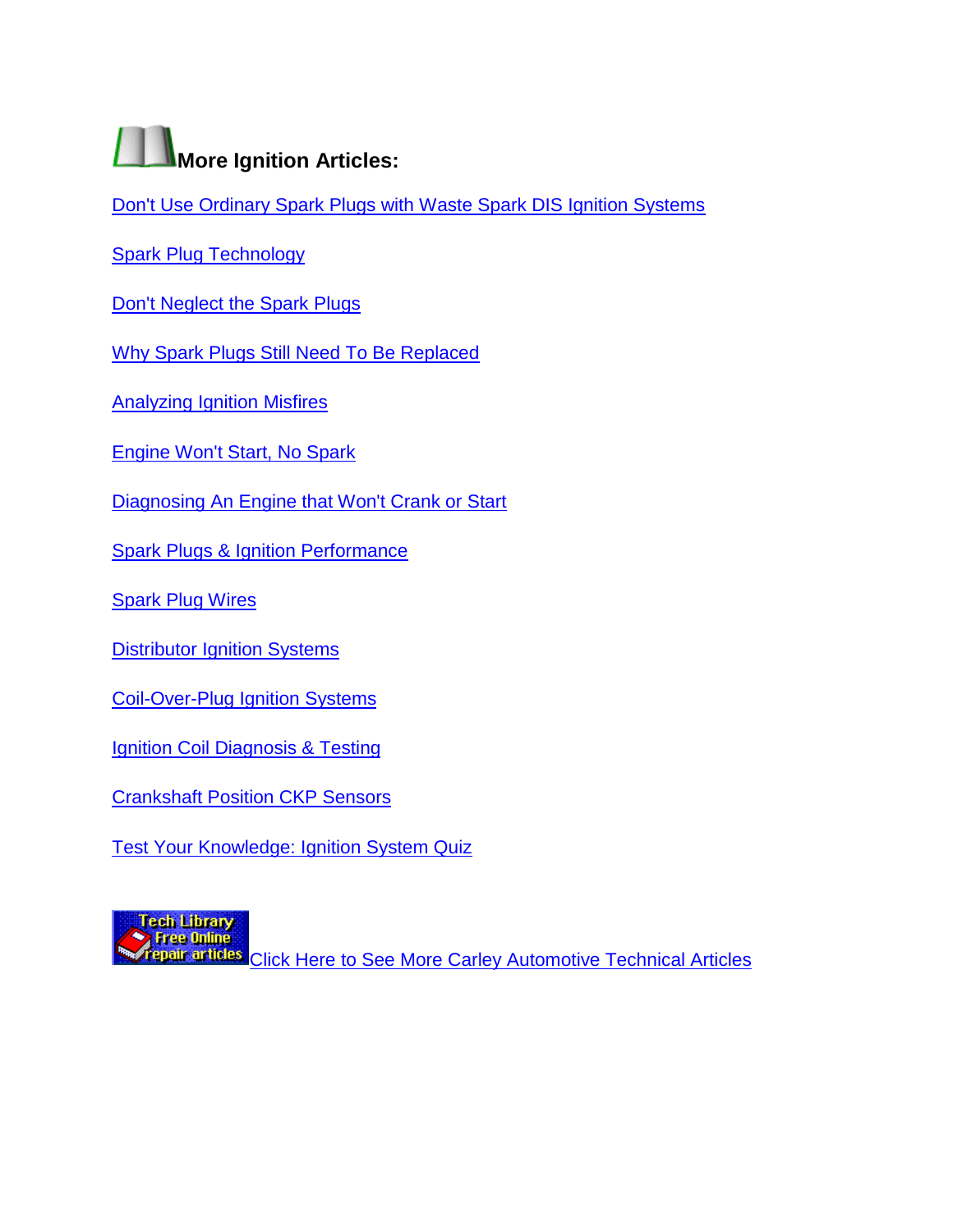## More Ignition Articles:

Don't Use Ordinary Spark Plugs with Waste Spark DIS Ignition Systems

Spark Plug Technology

Don't Neglect the Spark Plugs

Why Spark Plugs Still Need To Be Replaced

Analyzing Ignition Misfires

Engine Won't Start, No Spark

Diagnosing An Engine that Won't Crank or Start

Spark Plugs & Ignition Performance

Spark Plug Wires

Distributor Ignition Systems

Coil-Over-Plug Ignition Systems

Ignition Coil Diagnosis & Testing

Crankshaft Position CKP Sensors

Test Your Knowledge: Ignition System Quiz

Tech Library Free Online repair articles Click Here to See More Carley Automotive Technical Articles